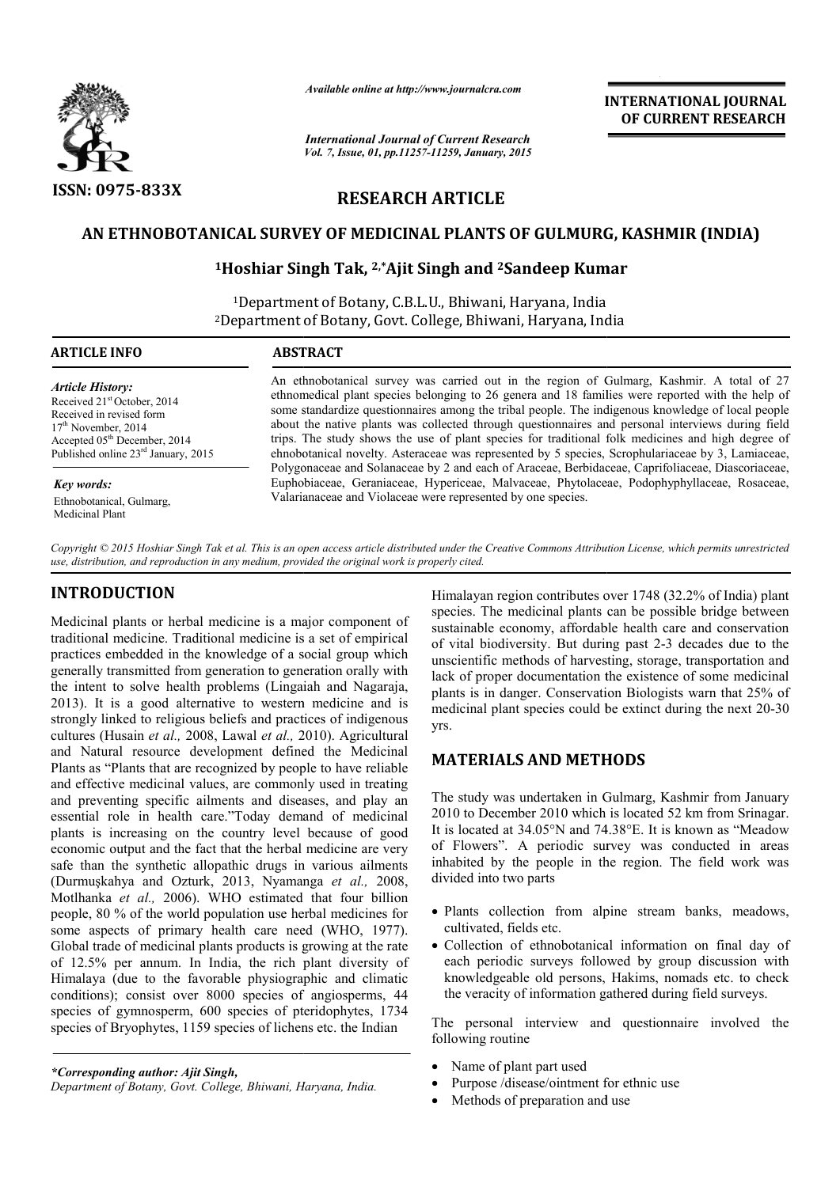ISSN: 0975-833X

*Available online at http://www.journalcra.com*

*International Journal of Current Research*
*Vol. 7, Issue, 01, pp.11257-11259, January, 2015*

**INTERNATIONAL JOURNAL OF CURRENT RESEARCH**

## RESEARCH ARTICLE

# AN ETHNOBOTANICAL SURVEY OF MEDICINAL PLANTS OF GULMURG, KASHMIR (INDIA)

**[1]Hoshiar Singh Tak, [2,*]Ajit Singh and [2]Sandeep Kumar**

[1]Department of Botany, C.B.L.U., Bhiwani, Haryana, India
[2]Department of Botany, Govt. College, Bhiwani, Haryana, India

**ARTICLE INFO**

*Article History:*
Received 21st October, 2014
Received in revised form
17th November, 2014
Accepted 05th December, 2014
Published online 23rd January, 2015

*Key words:*
Ethnobotanical, Gulmarg,
Medicinal Plant

**ABSTRACT**

An ethnobotanical survey was carried out in the region of Gulmarg, Kashmir. A total of 27 ethnomedical plant species belonging to 26 genera and 18 families were reported with the help of some standardize questionnaires among the tribal people. The indigenous knowledge of local people about the native plants was collected through questionnaires and personal interviews during field trips. The study shows the use of plant species for traditional folk medicines and high degree of ehnobotanical novelty. Asteraceae was represented by 5 species, Scrophulariaceae by 3, Lamiaceae, Polygonaceae and Solanaceae by 2 and each of Araceae, Berbidaceae, Caprifoliaceae, Diascoriaceae, Euphobiaceae, Geraniaceae, Hypericeae, Malvaceae, Phytolaceae, Podophyphyllaceae, Rosaceae, Valarianaceae and Violaceae were represented by one species.

*Copyright © 2015 Hoshiar Singh Tak et al. This is an open access article distributed under the Creative Commons Attribution License, which permits unrestricted use, distribution, and reproduction in any medium, provided the original work is properly cited.*

## INTRODUCTION

Medicinal plants or herbal medicine is a major component of traditional medicine. Traditional medicine is a set of empirical practices embedded in the knowledge of a social group which generally transmitted from generation to generation orally with the intent to solve health problems (Lingaiah and Nagaraja, 2013). It is a good alternative to western medicine and is strongly linked to religious beliefs and practices of indigenous cultures (Husain *et al.,* 2008, Lawal *et al.,* 2010). Agricultural and Natural resource development defined the Medicinal Plants as "Plants that are recognized by people to have reliable and effective medicinal values, are commonly used in treating and preventing specific ailments and diseases, and play an essential role in health care."Today demand of medicinal plants is increasing on the country level because of good economic output and the fact that the herbal medicine are very safe than the synthetic allopathic drugs in various ailments (Durmuşkahya and Ozturk, 2013, Nyamanga *et al.,* 2008, Motlhanka *et al.,* 2006). WHO estimated that four billion people, 80 % of the world population use herbal medicines for some aspects of primary health care need (WHO, 1977). Global trade of medicinal plants products is growing at the rate of 12.5% per annum. In India, the rich plant diversity of Himalaya (due to the favorable physiographic and climatic conditions); consist over 8000 species of angiosperms, 44 species of gymnosperm, 600 species of pteridophytes, 1734 species of Bryophytes, 1159 species of lichens etc. the Indian Himalayan region contributes over 1748 (32.2% of India) plant species. The medicinal plants can be possible bridge between sustainable economy, affordable health care and conservation of vital biodiversity. But during past 2-3 decades due to the unscientific methods of harvesting, storage, transportation and lack of proper documentation the existence of some medicinal plants is in danger. Conservation Biologists warn that 25% of medicinal plant species could be extinct during the next 20-30 yrs.

## MATERIALS AND METHODS

The study was undertaken in Gulmarg, Kashmir from January 2010 to December 2010 which is located 52 km from Srinagar. It is located at 34.05°N and 74.38°E. It is known as "Meadow of Flowers". A periodic survey was conducted in areas inhabited by the people in the region. The field work was divided into two parts

- Plants collection from alpine stream banks, meadows, cultivated, fields etc.
- Collection of ethnobotanical information on final day of each periodic surveys followed by group discussion with knowledgeable old persons, Hakims, nomads etc. to check the veracity of information gathered during field surveys.

The personal interview and questionnaire involved the following routine

- Name of plant part used
- Purpose /disease/ointment for ethnic use
- Methods of preparation and use

*\*Corresponding author: Ajit Singh,*
*Department of Botany, Govt. College, Bhiwani, Haryana, India.*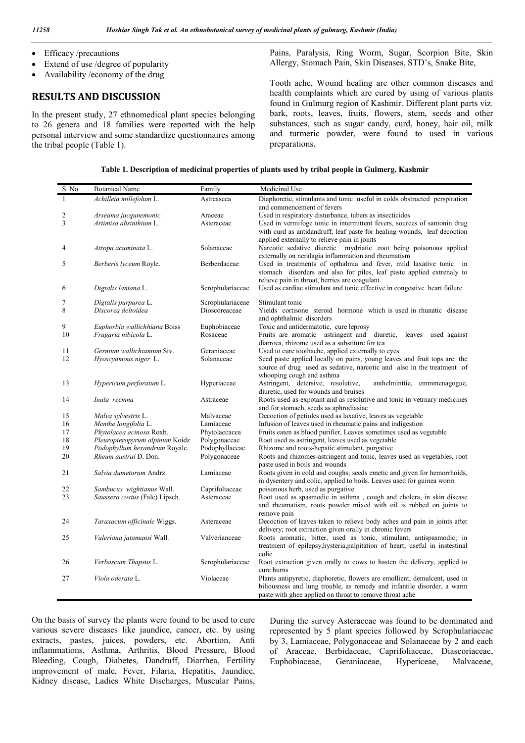- Efficacy /precautions
- Extend of use /degree of popularity
- Availability /economy of the drug

## RESULTS AND DISCUSSION

In the present study, 27 ethnomedical plant species belonging to 26 genera and 18 families were reported with the help personal interview and some standardize questionnaires among the tribal people (Table 1).

Pains, Paralysis, Ring Worm, Sugar, Scorpion Bite, Skin Allergy, Stomach Pain, Skin Diseases, STD's, Snake Bite,

Tooth ache, Wound healing are other common diseases and health complaints which are cured by using of various plants found in Gulmurg region of Kashmir. Different plant parts viz. bark, roots, leaves, fruits, flowers, stem, seeds and other substances, such as sugar candy, curd, honey, hair oil, milk and turmeric powder, were found to used in various preparations.

**Table 1. Description of medicinal properties of plants used by tribal people in Gulmerg, Kashmir**

| S. No. | Botanical Name | Family | Medicinal Use |
|---|---|---|---|
| 1 | *Achilleia millefolum* L. | Astreascea | Diaphoretic, stimulants and tonic useful in colds obstructed perspiration and commencement of fevers |
| 2 | *Arseama jacqunemonic* | Araceae | Used in respiratory disturbance, tubers as insecticides |
| 3 | *Artimisa absinthium* L. | Asteraceae | Used in vermifoge tonic in intermittent fevers, sources of santonin drug with curd as antidandruff, leaf paste for healing wounds, leaf decoction applied externally to relieve pain in joints |
| 4 | *Atropa acuminata* L. | Solanaceae | Narcotic sedative diuretic mydriatic .root being poisonous applied externally on neralagia inflammation and rheumatism |
| 5 | *Berberis lyceum* Royle. | Berberdaceae | Used in treatments of opthalmia and fever, mild laxative tonic in stomach disorders and also for piles, leaf paste applied extrenaly to relieve pain in throat, berries are coagulant |
| 6 | *Digtalis lantana* L. | Scrophulariaceae | Used as cardiac stimulant and tonic effective in congestive heart failure |
| 7 | *Digtalis purpurea* L. | Scrophulariaceae | Stimulant tonic |
| 8 | *Discorea deltoidea* | Dioscoreaceae | Yields cortisone steroid hormone which is used in rhunatic disease and ophthalmic disorders |
| 9 | *Euphorbia wallichhiana* Boiss | Euphobiaceae | Toxic and antidermatotic, cure leprosy |
| 10 | *Fragaria nibicola* L. | Rosaceae | Fruits are aromatic astringent and diuretic, leaves used against diarroea, rhizome used as a substiture for tea |
| 11 | *Gernium wallichianium* Siv. | Geraniaceae | Used to cure toothache, applied externally to eyes |
| 12 | *Hyoscyamous niger* L. | Solanaceae | Seed paste applied locally on pains, young leaves and fruit tops are the source of drug used as sedative, narcotic and also in the treatment of whooping cough and asthma |
| 13 | *Hypericum perforatum* L. | Hyperiaceae | Astringent, detersive, resolutive, anthelminttie, emmmenagogue, diuretic, used for wounds and bruises |
| 14 | *Inula reemna* | Astraceae | Roots used as expotant and as resolutive and tonic in vetrnary medicines and for stomach, seeds as aphrodiasiac |
| 15 | *Malva sylvestris* L. | Malvaceae | Decoction of petioles used as laxative, leaves as vegetable |
| 16 | *Menthe longifolia* L. | Lamiaceae | Infusion of leaves used in rheumatic pains and indigestion |
| 17 | *Phytolacea acinosa* Roxb. | Phytolaccacea | Fruits eaten as blood purifier, Leaves sometimes used as vegetable |
| 18 | *Pleuropteropyrum alpinum* Koidz | Polygonaceae | Root used as astringent, leaves used as vegetable |
| 19 | *Podophyllum hexandrum* Royale. | Podophyllaceae | Rhizome and roots-hepatic stimulant, purgative |
| 20 | *Rheum austral* D. Don. | Polygonaceae | Roots and rhizomes-astringent and tonic, leaves used as vegetables, root paste used in boils and wounds |
| 21 | *Salvia dumetorum* Andrz. | Lamiaceae | Roots given in cold and coughs; seeds emetic and given for hemorrhoids, in dysentery and colic, applied to boils. Leaves used for guinea worm |
| 22 | *Sambucus wightianus* Wall. | Caprifoliaceae | poisonous herb, used as purgative |
| 23 | *Saussera costus* (Falc) Lipsch. | Asteraceae | Root used as spasmodic in asthma , cough and cholera, in skin disease and rheumatism, roots powder mixed with oil is rubbed on joints to remove pain |
| 24 | *Taraxacum officinale* Wiggs. | Asteraceae | Decoction of leaves taken to relieve body aches and pain in joints after delivery; root extraction given orally in chronic fevers |
| 25 | *Valeriana jatamansi* Wall. | Valverianceae | Roots aromatic, bitter, used as tonic, stimulant, antispasmodic; in treatment of epilepsy,hysteria,palpitation of heart; useful in instestinal colic |
| 26 | *Verbascum Thapsus* L. | Scrophulariaceae | Root extraction given orally to cows to hasten the delivery, applied to cure burns |
| 27 | *Viola oderata* L. | Violaceae | Plants antipyretic, diaphoretic, flowers are emollient, demulcent, used in biliousness and lung trouble, as remedy and infantile disorder, a warm paste with ghee applied on throat to remove throat ache |

On the basis of survey the plants were found to be used to cure various severe diseases like jaundice, cancer, etc. by using extracts, pastes, juices, powders, etc. Abortion, Anti inflammations, Asthma, Arthritis, Blood Pressure, Blood Bleeding, Cough, Diabetes, Dandruff, Diarrhea, Fertility improvement of male, Fever, Filaria, Hepatitis, Jaundice, Kidney disease, Ladies White Discharges, Muscular Pains,

During the survey Asteraceae was found to be dominated and represented by 5 plant species followed by Scrophulariaceae by 3, Lamiaceae, Polygonaceae and Solanaceae by 2 and each of Araceae, Berbidaceae, Caprifoliaceae, Diascoriaceae, Euphobiaceae, Geraniaceae, Hypericeae, Malvaceae,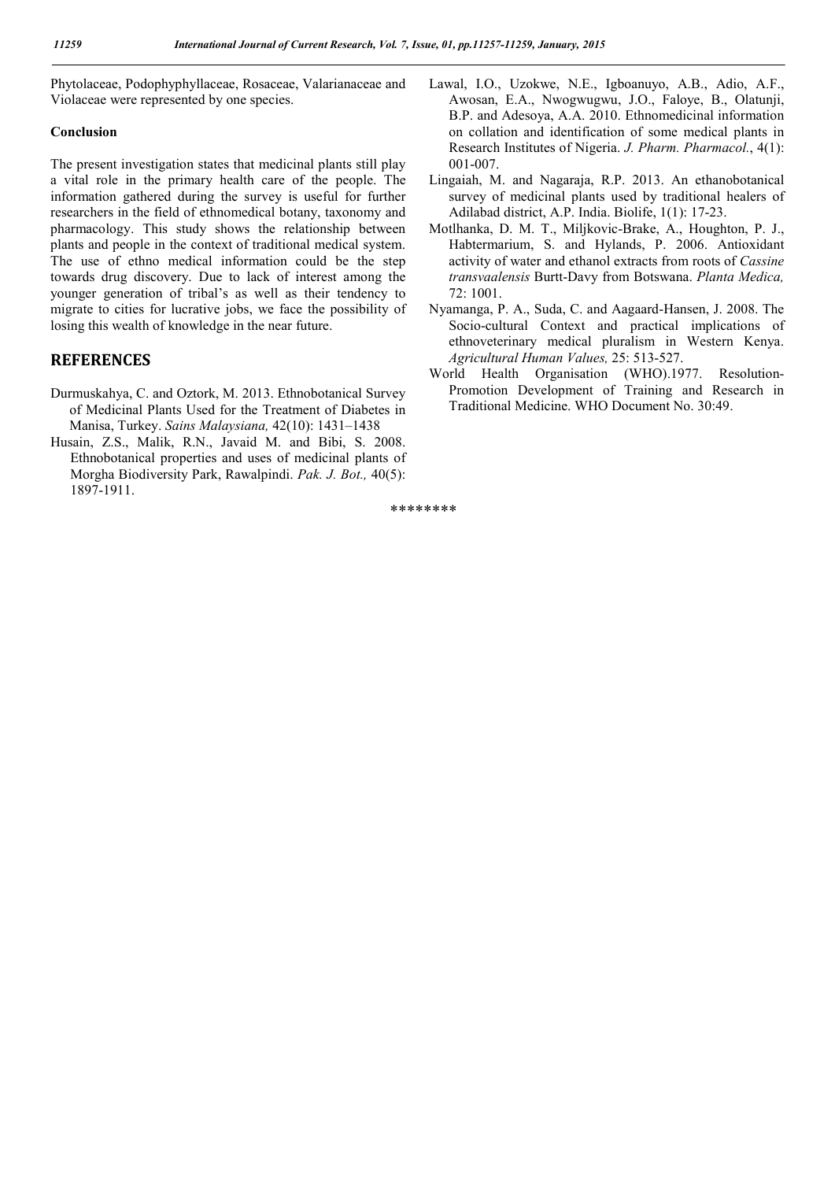Phytolaceae, Podophyphyllaceae, Rosaceae, Valarianaceae and Violaceae were represented by one species.

**Conclusion**

The present investigation states that medicinal plants still play a vital role in the primary health care of the people. The information gathered during the survey is useful for further researchers in the field of ethnomedical botany, taxonomy and pharmacology. This study shows the relationship between plants and people in the context of traditional medical system. The use of ethno medical information could be the step towards drug discovery. Due to lack of interest among the younger generation of tribal's as well as their tendency to migrate to cities for lucrative jobs, we face the possibility of losing this wealth of knowledge in the near future.

## REFERENCES

Durmuskahya, C. and Oztork, M. 2013. Ethnobotanical Survey of Medicinal Plants Used for the Treatment of Diabetes in Manisa, Turkey. *Sains Malaysiana,* 42(10): 1431–1438

Husain, Z.S., Malik, R.N., Javaid M. and Bibi, S. 2008. Ethnobotanical properties and uses of medicinal plants of Morgha Biodiversity Park, Rawalpindi. *Pak. J. Bot.,* 40(5): 1897-1911.

Lawal, I.O., Uzokwe, N.E., Igboanuyo, A.B., Adio, A.F., Awosan, E.A., Nwogwugwu, J.O., Faloye, B., Olatunji, B.P. and Adesoya, A.A. 2010. Ethnomedicinal information on collation and identification of some medical plants in Research Institutes of Nigeria. *J. Pharm. Pharmacol.*, 4(1): 001-007.

Lingaiah, M. and Nagaraja, R.P. 2013. An ethanobotanical survey of medicinal plants used by traditional healers of Adilabad district, A.P. India. Biolife, 1(1): 17-23.

Motlhanka, D. M. T., Miljkovic-Brake, A., Houghton, P. J., Habtermarium, S. and Hylands, P. 2006. Antioxidant activity of water and ethanol extracts from roots of *Cassine transvaalensis* Burtt-Davy from Botswana. *Planta Medica,* 72: 1001.

Nyamanga, P. A., Suda, C. and Aagaard-Hansen, J. 2008. The Socio-cultural Context and practical implications of ethnoveterinary medical pluralism in Western Kenya. *Agricultural Human Values,* 25: 513-527.

World Health Organisation (WHO).1977. Resolution-Promotion Development of Training and Research in Traditional Medicine. WHO Document No. 30:49.

********